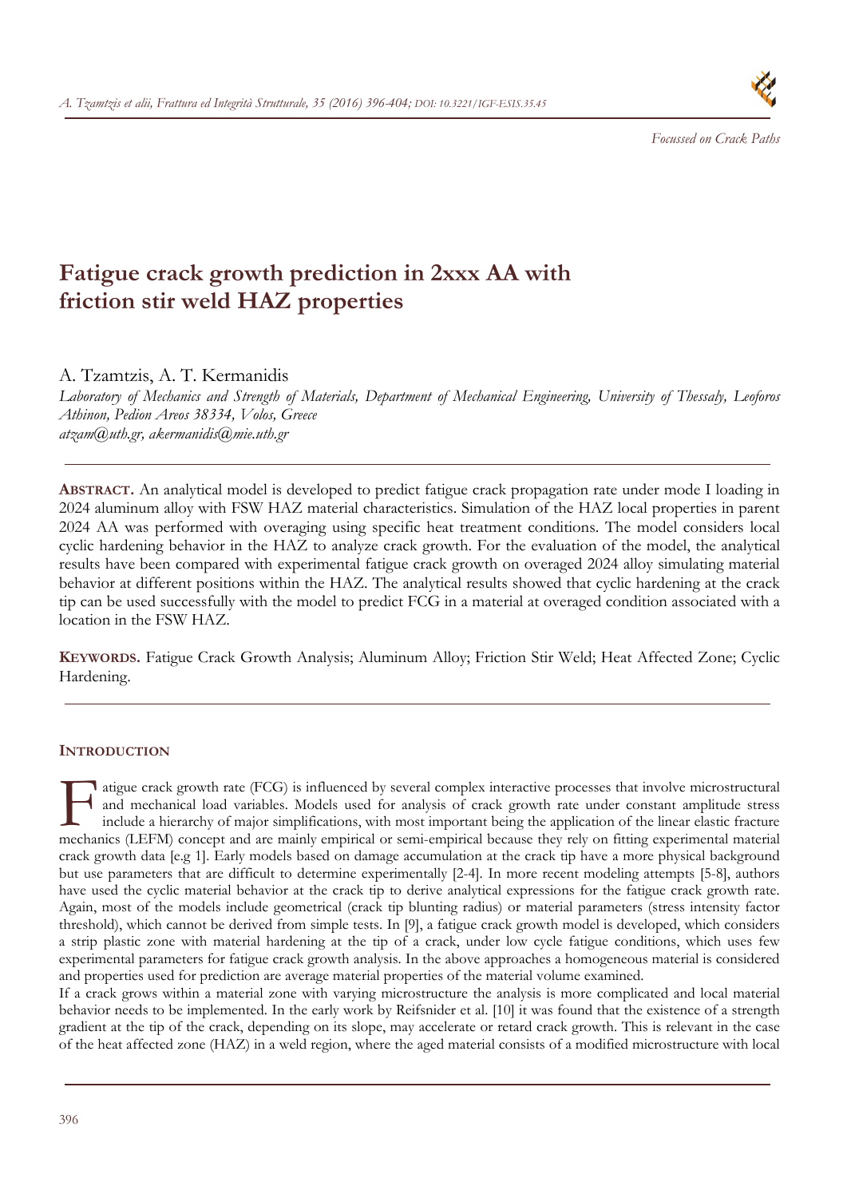*Focussed on Crack Paths*

# Fatigue crack growth prediction in 2xxx AA with friction stir weld HAZ properties

A. Tzamtzis, A. T. Kermanidis

*Laboratory of Mechanics and Strength of Materials, Department of Mechanical Engineering, University of Thessaly, Leoforos Athinon, Pedion Areos 38334, Volos, Greece*
*atzam@uth.gr, akermanidis@mie.uth.gr*

---

**ABSTRACT.** An analytical model is developed to predict fatigue crack propagation rate under mode I loading in 2024 aluminum alloy with FSW HAZ material characteristics. Simulation of the HAZ local properties in parent 2024 AA was performed with overaging using specific heat treatment conditions. The model considers local cyclic hardening behavior in the HAZ to analyze crack growth. For the evaluation of the model, the analytical results have been compared with experimental fatigue crack growth on overaged 2024 alloy simulating material behavior at different positions within the HAZ. The analytical results showed that cyclic hardening at the crack tip can be used successfully with the model to predict FCG in a material at overaged condition associated with a location in the FSW HAZ.

**KEYWORDS.** Fatigue Crack Growth Analysis; Aluminum Alloy; Friction Stir Weld; Heat Affected Zone; Cyclic Hardening.

---

## INTRODUCTION

Fatigue crack growth rate (FCG) is influenced by several complex interactive processes that involve microstructural and mechanical load variables. Models used for analysis of crack growth rate under constant amplitude stress include a hierarchy of major simplifications, with most important being the application of the linear elastic fracture mechanics (LEFM) concept and are mainly empirical or semi-empirical because they rely on fitting experimental material crack growth data [e.g 1]. Early models based on damage accumulation at the crack tip have a more physical background but use parameters that are difficult to determine experimentally [2-4]. In more recent modeling attempts [5-8], authors have used the cyclic material behavior at the crack tip to derive analytical expressions for the fatigue crack growth rate. Again, most of the models include geometrical (crack tip blunting radius) or material parameters (stress intensity factor threshold), which cannot be derived from simple tests. In [9], a fatigue crack growth model is developed, which considers a strip plastic zone with material hardening at the tip of a crack, under low cycle fatigue conditions, which uses few experimental parameters for fatigue crack growth analysis. In the above approaches a homogeneous material is considered and properties used for prediction are average material properties of the material volume examined.

If a crack grows within a material zone with varying microstructure the analysis is more complicated and local material behavior needs to be implemented. In the early work by Reifsnider et al. [10] it was found that the existence of a strength gradient at the tip of the crack, depending on its slope, may accelerate or retard crack growth. This is relevant in the case of the heat affected zone (HAZ) in a weld region, where the aged material consists of a modified microstructure with local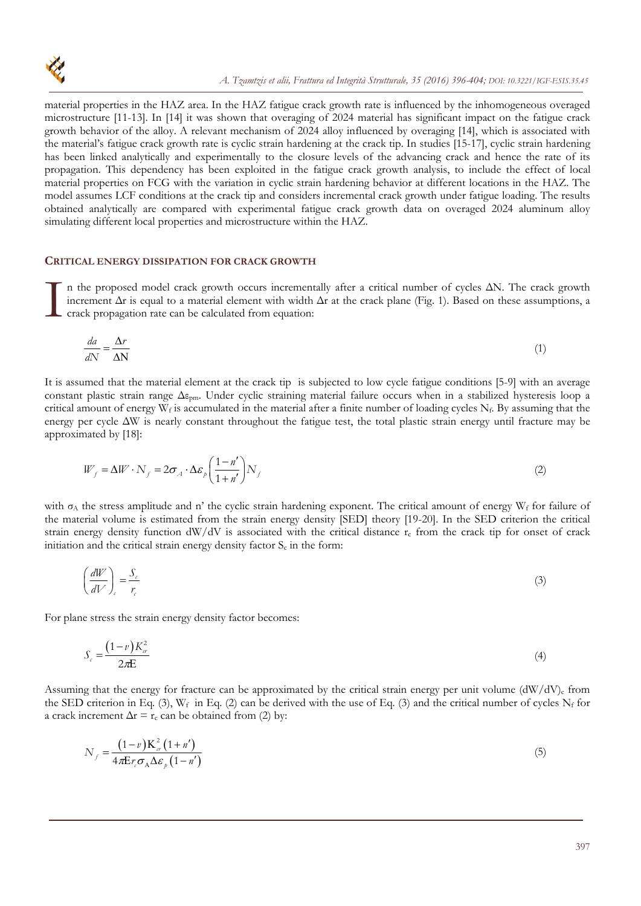material properties in the HAZ area. In the HAZ fatigue crack growth rate is influenced by the inhomogeneous overaged microstructure [11-13]. In [14] it was shown that overaging of 2024 material has significant impact on the fatigue crack growth behavior of the alloy. A relevant mechanism of 2024 alloy influenced by overaging [14], which is associated with the material's fatigue crack growth rate is cyclic strain hardening at the crack tip. In studies [15-17], cyclic strain hardening has been linked analytically and experimentally to the closure levels of the advancing crack and hence the rate of its propagation. This dependency has been exploited in the fatigue crack growth analysis, to include the effect of local material properties on FCG with the variation in cyclic strain hardening behavior at different locations in the HAZ. The model assumes LCF conditions at the crack tip and considers incremental crack growth under fatigue loading. The results obtained analytically are compared with experimental fatigue crack growth data on overaged 2024 aluminum alloy simulating different local properties and microstructure within the HAZ.

## CRITICAL ENERGY DISSIPATION FOR CRACK GROWTH

In the proposed model crack growth occurs incrementally after a critical number of cycles $\Delta N$. The crack growth increment $\Delta r$ is equal to a material element with width $\Delta r$ at the crack plane (Fig. 1). Based on these assumptions, a crack propagation rate can be calculated from equation:

$$\frac{da}{dN} = \frac{\Delta r}{\Delta \mathrm{N}} \tag{1}$$

It is assumed that the material element at the crack tip is subjected to low cycle fatigue conditions [5-9] with an average constant plastic strain range $\Delta\varepsilon_{pm}$. Under cyclic straining material failure occurs when in a stabilized hysteresis loop a critical amount of energy $W_f$ is accumulated in the material after a finite number of loading cycles $N_f$. By assuming that the energy per cycle $\Delta W$ is nearly constant throughout the fatigue test, the total plastic strain energy until fracture may be approximated by [18]:

$$W_f = \Delta W \cdot N_f = 2\sigma_A \cdot \Delta\varepsilon_p \left(\frac{1-n'}{1+n'}\right) N_f \tag{2}$$

with $\sigma_A$ the stress amplitude and n' the cyclic strain hardening exponent. The critical amount of energy $W_f$ for failure of the material volume is estimated from the strain energy density [SED] theory [19-20]. In the SED criterion the critical strain energy density function dW/dV is associated with the critical distance $r_c$ from the crack tip for onset of crack initiation and the critical strain energy density factor $S_c$ in the form:

$$\left(\frac{dW}{dV}\right)_c = \frac{S_c}{r_c} \tag{3}$$

For plane stress the strain energy density factor becomes:

$$S_c = \frac{(1-v)K_{cr}^2}{2\pi \mathrm{E}} \tag{4}$$

Assuming that the energy for fracture can be approximated by the critical strain energy per unit volume $(dW/dV)_c$ from the SED criterion in Eq. (3), $W_f$ in Eq. (2) can be derived with the use of Eq. (3) and the critical number of cycles $N_f$ for a crack increment $\Delta r = r_c$ can be obtained from (2) by:

$$N_f = \frac{(1-v)\mathrm{K}_{cr}^2(1+n')}{4\pi \mathrm{E} r_c \sigma_\mathrm{A} \Delta\varepsilon_p (1-n')} \tag{5}$$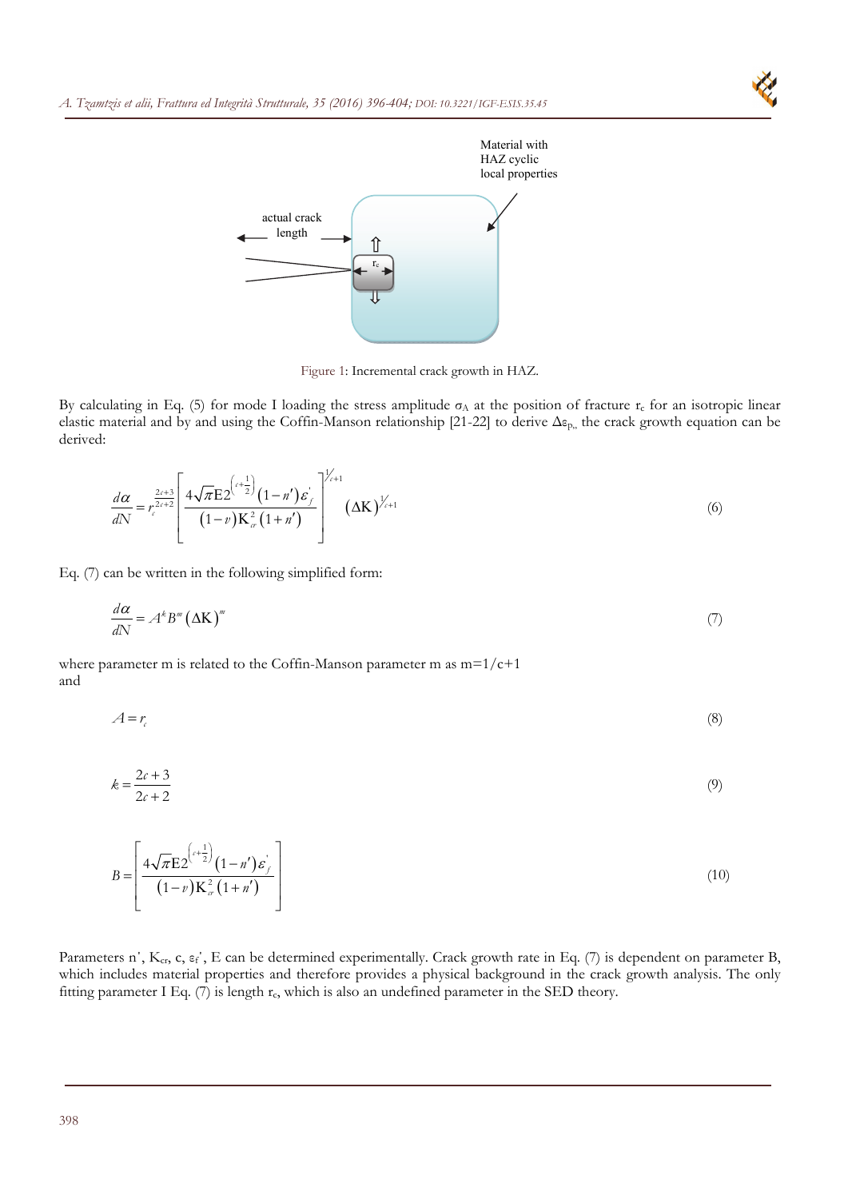Figure 1: Incremental crack growth in HAZ.

By calculating in Eq. (5) for mode I loading the stress amplitude $\sigma_A$ at the position of fracture $r_c$ for an isotropic linear elastic material and by and using the Coffin-Manson relationship [21-22] to derive $\Delta\varepsilon_{p,}$, the crack growth equation can be derived:

$$\frac{d\alpha}{dN} = r_c^{\frac{2c+3}{2c+2}} \left[ \frac{4\sqrt{\pi}\mathrm{E}2^{\left(c+\frac{1}{2}\right)}\left(1-n'\right)\varepsilon_f^{'}}{\left(1-v\right)\mathrm{K}_{cr}^{2}\left(1+n'\right)} \right]^{1/c+1} \left(\Delta\mathrm{K}\right)^{1/c+1} \tag{6}$$

Eq. (7) can be written in the following simplified form:

$$\frac{d\alpha}{dN} = A^k B^m \left(\Delta\mathrm{K}\right)^m \tag{7}$$

where parameter m is related to the Coffin-Manson parameter m as m=1/c+1
and

$$A = r_c \tag{8}$$

$$k = \frac{2c+3}{2c+2} \tag{9}$$

$$B = \left[ \frac{4\sqrt{\pi}\mathrm{E}2^{\left(c+\frac{1}{2}\right)}\left(1-n'\right)\varepsilon_f^{'}}{\left(1-v\right)\mathrm{K}_{cr}^{2}\left(1+n'\right)} \right] \tag{10}$$

Parameters n', $K_{cr}$, c, $\varepsilon_f'$, E can be determined experimentally. Crack growth rate in Eq. (7) is dependent on parameter B, which includes material properties and therefore provides a physical background in the crack growth analysis. The only fitting parameter I Eq. (7) is length $r_c$, which is also an undefined parameter in the SED theory.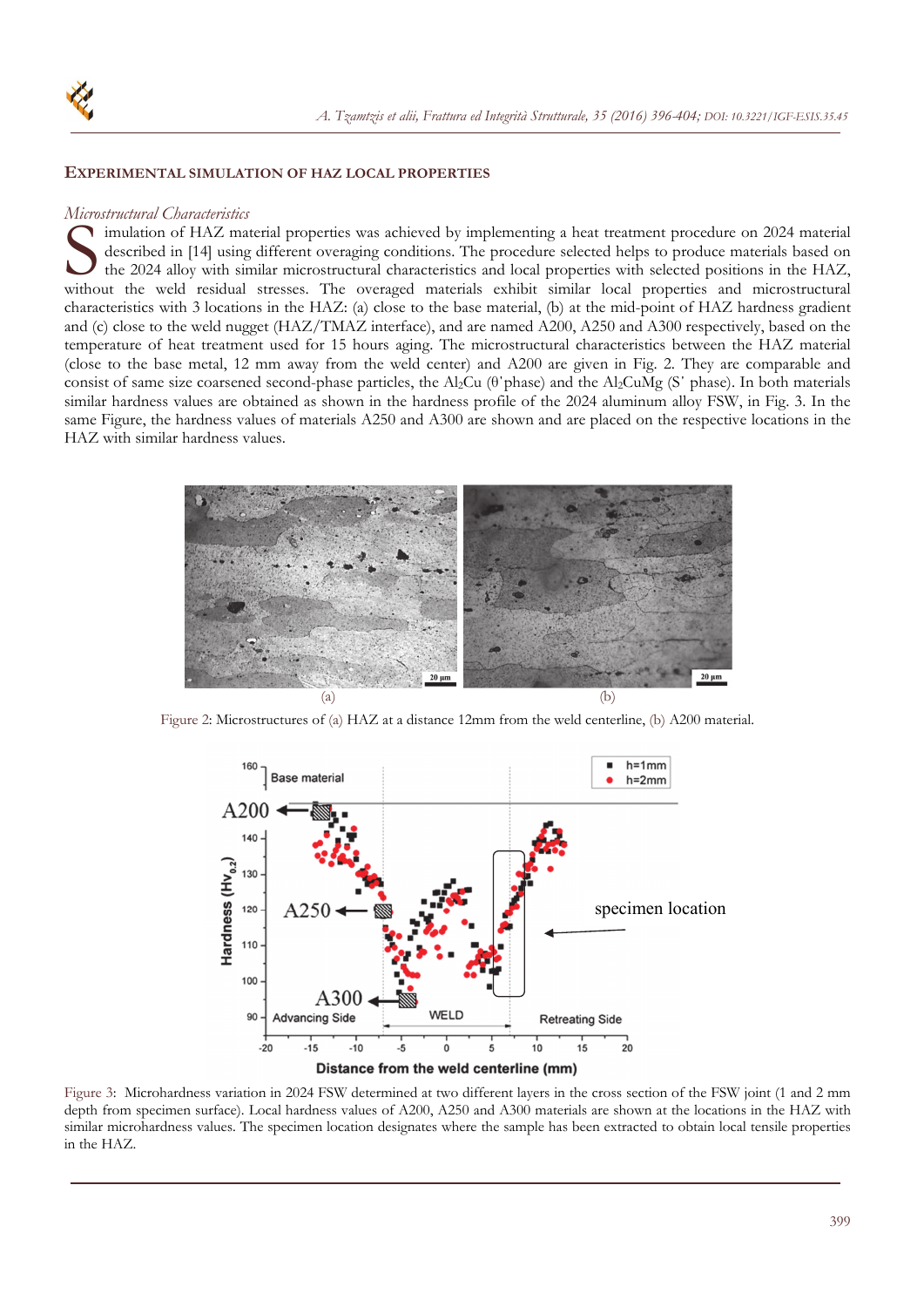## EXPERIMENTAL SIMULATION OF HAZ LOCAL PROPERTIES

### *Microstructural Characteristics*

Simulation of HAZ material properties was achieved by implementing a heat treatment procedure on 2024 material described in [14] using different overaging conditions. The procedure selected helps to produce materials based on the 2024 alloy with similar microstructural characteristics and local properties with selected positions in the HAZ, without the weld residual stresses. The overaged materials exhibit similar local properties and microstructural characteristics with 3 locations in the HAZ: (a) close to the base material, (b) at the mid-point of HAZ hardness gradient and (c) close to the weld nugget (HAZ/TMAZ interface), and are named A200, A250 and A300 respectively, based on the temperature of heat treatment used for 15 hours aging. The microstructural characteristics between the HAZ material (close to the base metal, 12 mm away from the weld center) and A200 are given in Fig. 2. They are comparable and consist of same size coarsened second-phase particles, the $Al_2Cu$ (θ'phase) and the $Al_2CuMg$ (S' phase). In both materials similar hardness values are obtained as shown in the hardness profile of the 2024 aluminum alloy FSW, in Fig. 3. In the same Figure, the hardness values of materials A250 and A300 are shown and are placed on the respective locations in the HAZ with similar hardness values.

Figure 2: Microstructures of (a) HAZ at a distance 12mm from the weld centerline, (b) A200 material.

Figure 3: Microhardness variation in 2024 FSW determined at two different layers in the cross section of the FSW joint (1 and 2 mm depth from specimen surface). Local hardness values of A200, A250 and A300 materials are shown at the locations in the HAZ with similar microhardness values. The specimen location designates where the sample has been extracted to obtain local tensile properties in the HAZ.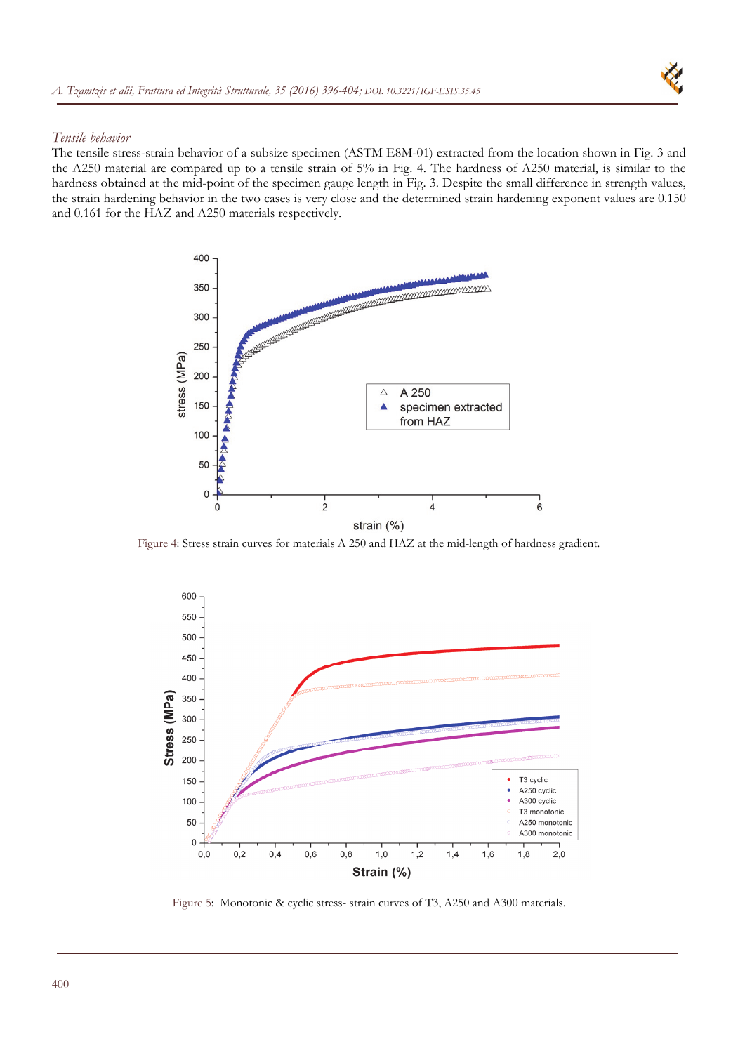*Tensile behavior*

The tensile stress-strain behavior of a subsize specimen (ASTM E8M-01) extracted from the location shown in Fig. 3 and the A250 material are compared up to a tensile strain of 5% in Fig. 4. The hardness of A250 material, is similar to the hardness obtained at the mid-point of the specimen gauge length in Fig. 3. Despite the small difference in strength values, the strain hardening behavior in the two cases is very close and the determined strain hardening exponent values are 0.150 and 0.161 for the HAZ and A250 materials respectively.

Figure 4: Stress strain curves for materials A 250 and HAZ at the mid-length of hardness gradient.

Figure 5: Monotonic & cyclic stress- strain curves of T3, A250 and A300 materials.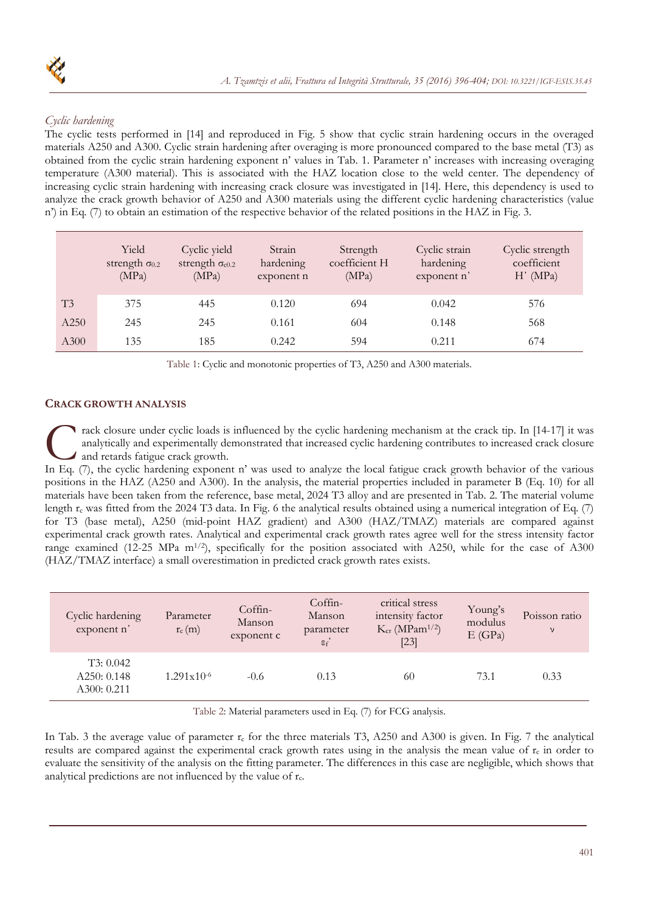### *Cyclic hardening*

The cyclic tests performed in [14] and reproduced in Fig. 5 show that cyclic strain hardening occurs in the overaged materials A250 and A300. Cyclic strain hardening after overaging is more pronounced compared to the base metal (T3) as obtained from the cyclic strain hardening exponent n' values in Tab. 1. Parameter n' increases with increasing overaging temperature (A300 material). This is associated with the HAZ location close to the weld center. The dependency of increasing cyclic strain hardening with increasing crack closure was investigated in [14]. Here, this dependency is used to analyze the crack growth behavior of A250 and A300 materials using the different cyclic hardening characteristics (value n') in Eq. (7) to obtain an estimation of the respective behavior of the related positions in the HAZ in Fig. 3.

| | Yield strength $\sigma_{0.2}$ (MPa) | Cyclic yield strength $\sigma_{c0.2}$ (MPa) | Strain hardening exponent n | Strength coefficient H (MPa) | Cyclic strain hardening exponent n' | Cyclic strength coefficient H' (MPa) |
|---|---|---|---|---|---|---|
| T3 | 375 | 445 | 0.120 | 694 | 0.042 | 576 |
| A250 | 245 | 245 | 0.161 | 604 | 0.148 | 568 |
| A300 | 135 | 185 | 0.242 | 594 | 0.211 | 674 |

Table 1: Cyclic and monotonic properties of T3, A250 and A300 materials.

## CRACK GROWTH ANALYSIS

Crack closure under cyclic loads is influenced by the cyclic hardening mechanism at the crack tip. In [14-17] it was analytically and experimentally demonstrated that increased cyclic hardening contributes to increased crack closure and retards fatigue crack growth.

In Eq. (7), the cyclic hardening exponent n' was used to analyze the local fatigue crack growth behavior of the various positions in the HAZ (A250 and A300). In the analysis, the material properties included in parameter B (Eq. 10) for all materials have been taken from the reference, base metal, 2024 T3 alloy and are presented in Tab. 2. The material volume length $r_c$ was fitted from the 2024 T3 data. In Fig. 6 the analytical results obtained using a numerical integration of Eq. (7) for T3 (base metal), A250 (mid-point HAZ gradient) and A300 (HAZ/TMAZ) materials are compared against experimental crack growth rates. Analytical and experimental crack growth rates agree well for the stress intensity factor range examined (12-25 MPa $m^{1/2}$), specifically for the position associated with A250, while for the case of A300 (HAZ/TMAZ interface) a small overestimation in predicted crack growth rates exists.

| Cyclic hardening exponent n' | Parameter $r_c$ (m) | Coffin-Manson exponent c | Coffin-Manson parameter $\varepsilon_f'$ | critical stress intensity factor $K_{cr}$ (MPam$^{1/2}$) [23] | Young's modulus E (GPa) | Poisson ratio ν |
|---|---|---|---|---|---|---|
| T3: 0.042<br>A250: 0.148<br>A300: 0.211 | $1.291\text{x}10^{-6}$ | -0.6 | 0.13 | 60 | 73.1 | 0.33 |

Table 2: Material parameters used in Eq. (7) for FCG analysis.

In Tab. 3 the average value of parameter $r_c$ for the three materials T3, A250 and A300 is given. In Fig. 7 the analytical results are compared against the experimental crack growth rates using in the analysis the mean value of $r_c$ in order to evaluate the sensitivity of the analysis on the fitting parameter. The differences in this case are negligible, which shows that analytical predictions are not influenced by the value of $r_c$.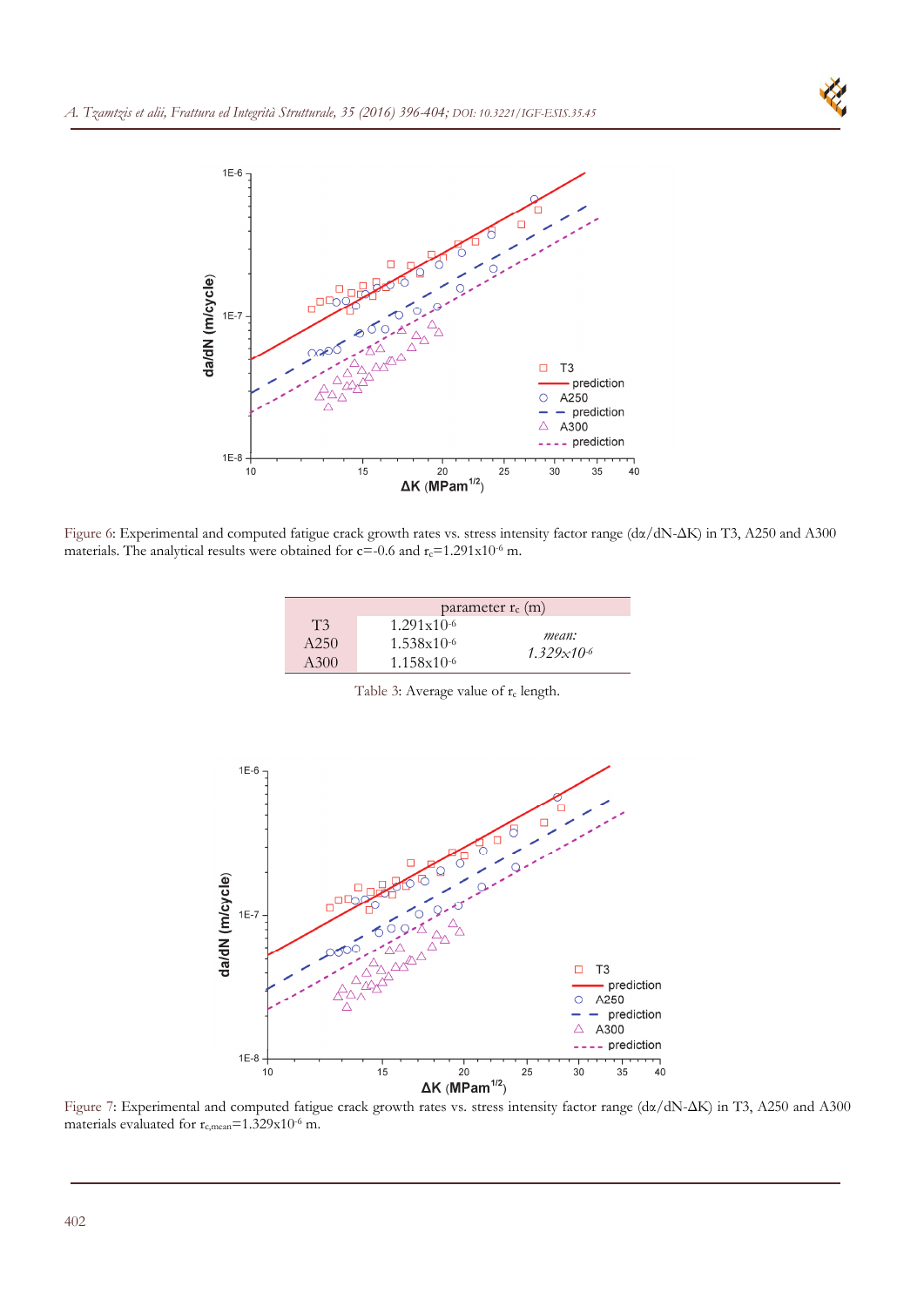Figure 6: Experimental and computed fatigue crack growth rates vs. stress intensity factor range ($d\alpha/dN$-$\Delta K$) in T3, A250 and A300 materials. The analytical results were obtained for c=-0.6 and $r_c$=1.291x$10^{-6}$ m.

| | parameter $r_c$ (m) | |
|---|---|---|
| T3 | 1.291x$10^{-6}$ | *mean:* *1.329x$10^{-6}$* |
| A250 | 1.538x$10^{-6}$ | |
| A300 | 1.158x$10^{-6}$ | |

Table 3: Average value of $r_c$ length.

Figure 7: Experimental and computed fatigue crack growth rates vs. stress intensity factor range ($d\alpha/dN$-$\Delta K$) in T3, A250 and A300 materials evaluated for $r_{c,mean}$=1.329x$10^{-6}$ m.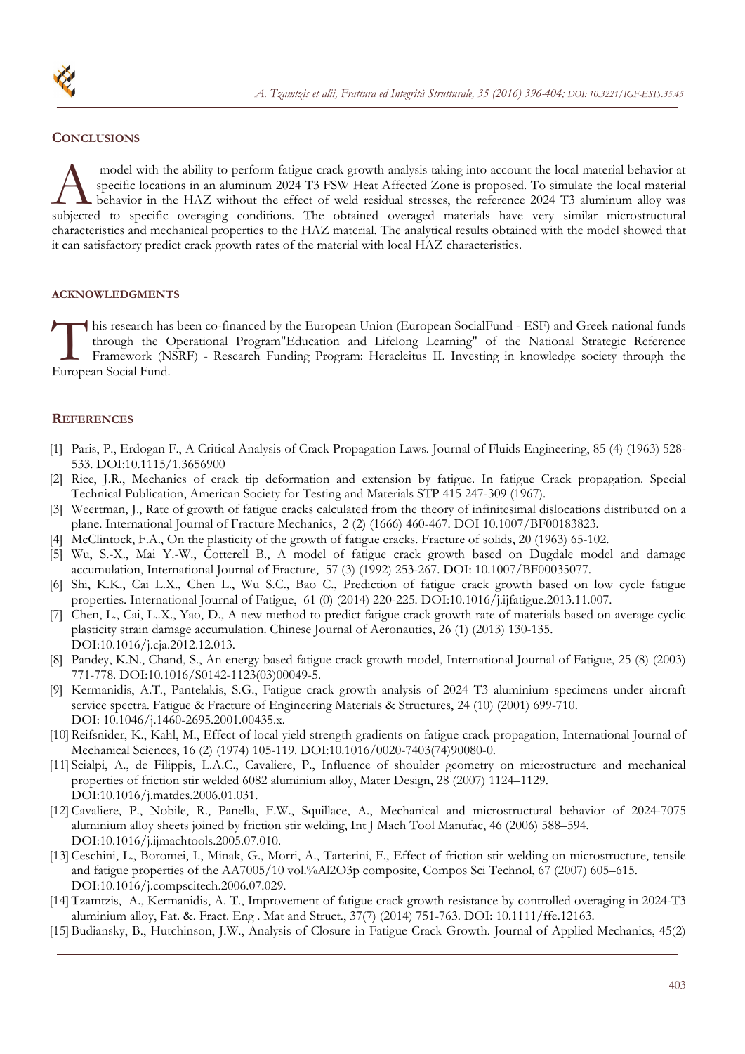## CONCLUSIONS

A model with the ability to perform fatigue crack growth analysis taking into account the local material behavior at specific locations in an aluminum 2024 T3 FSW Heat Affected Zone is proposed. To simulate the local material behavior in the HAZ without the effect of weld residual stresses, the reference 2024 T3 aluminum alloy was subjected to specific overaging conditions. The obtained overaged materials have very similar microstructural characteristics and mechanical properties to the HAZ material. The analytical results obtained with the model showed that it can satisfactory predict crack growth rates of the material with local HAZ characteristics.

### ACKNOWLEDGMENTS

This research has been co-financed by the European Union (European SocialFund - ESF) and Greek national funds through the Operational Program"Education and Lifelong Learning" of the National Strategic Reference Framework (NSRF) - Research Funding Program: Heracleitus II. Investing in knowledge society through the European Social Fund.

## REFERENCES

[1] Paris, P., Erdogan F., A Critical Analysis of Crack Propagation Laws. Journal of Fluids Engineering, 85 (4) (1963) 528-533. DOI:10.1115/1.3656900

[2] Rice, J.R., Mechanics of crack tip deformation and extension by fatigue. In fatigue Crack propagation. Special Technical Publication, American Society for Testing and Materials STP 415 247-309 (1967).

[3] Weertman, J., Rate of growth of fatigue cracks calculated from the theory of infinitesimal dislocations distributed on a plane. International Journal of Fracture Mechanics, 2 (2) (1666) 460-467. DOI 10.1007/BF00183823.

[4] McClintock, F.A., On the plasticity of the growth of fatigue cracks. Fracture of solids, 20 (1963) 65-102.

[5] Wu, S.-X., Mai Y.-W., Cotterell B., A model of fatigue crack growth based on Dugdale model and damage accumulation, International Journal of Fracture, 57 (3) (1992) 253-267. DOI: 10.1007/BF00035077.

[6] Shi, K.K., Cai L.X., Chen L., Wu S.C., Bao C., Prediction of fatigue crack growth based on low cycle fatigue properties. International Journal of Fatigue, 61 (0) (2014) 220-225. DOI:10.1016/j.ijfatigue.2013.11.007.

[7] Chen, L., Cai, L..X., Yao, D., A new method to predict fatigue crack growth rate of materials based on average cyclic plasticity strain damage accumulation. Chinese Journal of Aeronautics, 26 (1) (2013) 130-135. DOI:10.1016/j.cja.2012.12.013.

[8] Pandey, K.N., Chand, S., An energy based fatigue crack growth model, International Journal of Fatigue, 25 (8) (2003) 771-778. DOI:10.1016/S0142-1123(03)00049-5.

[9] Kermanidis, A.T., Pantelakis, S.G., Fatigue crack growth analysis of 2024 T3 aluminium specimens under aircraft service spectra. Fatigue & Fracture of Engineering Materials & Structures, 24 (10) (2001) 699-710. DOI: 10.1046/j.1460-2695.2001.00435.x.

[10] Reifsnider, K., Kahl, M., Effect of local yield strength gradients on fatigue crack propagation, International Journal of Mechanical Sciences, 16 (2) (1974) 105-119. DOI:10.1016/0020-7403(74)90080-0.

[11] Scialpi, A., de Filippis, L.A.C., Cavaliere, P., Influence of shoulder geometry on microstructure and mechanical properties of friction stir welded 6082 aluminium alloy, Mater Design, 28 (2007) 1124–1129. DOI:10.1016/j.matdes.2006.01.031.

[12] Cavaliere, P., Nobile, R., Panella, F.W., Squillace, A., Mechanical and microstructural behavior of 2024-7075 aluminium alloy sheets joined by friction stir welding, Int J Mach Tool Manufac, 46 (2006) 588–594. DOI:10.1016/j.ijmachtools.2005.07.010.

[13] Ceschini, L., Boromei, I., Minak, G., Morri, A., Tarterini, F., Effect of friction stir welding on microstructure, tensile and fatigue properties of the AA7005/10 vol.%Al2O3p composite, Compos Sci Technol, 67 (2007) 605–615. DOI:10.1016/j.compscitech.2006.07.029.

[14] Tzamtzis, A., Kermanidis, A. T., Improvement of fatigue crack growth resistance by controlled overaging in 2024-T3 aluminium alloy, Fat. &. Fract. Eng . Mat and Struct., 37(7) (2014) 751-763. DOI: 10.1111/ffe.12163.

[15] Budiansky, B., Hutchinson, J.W., Analysis of Closure in Fatigue Crack Growth. Journal of Applied Mechanics, 45(2)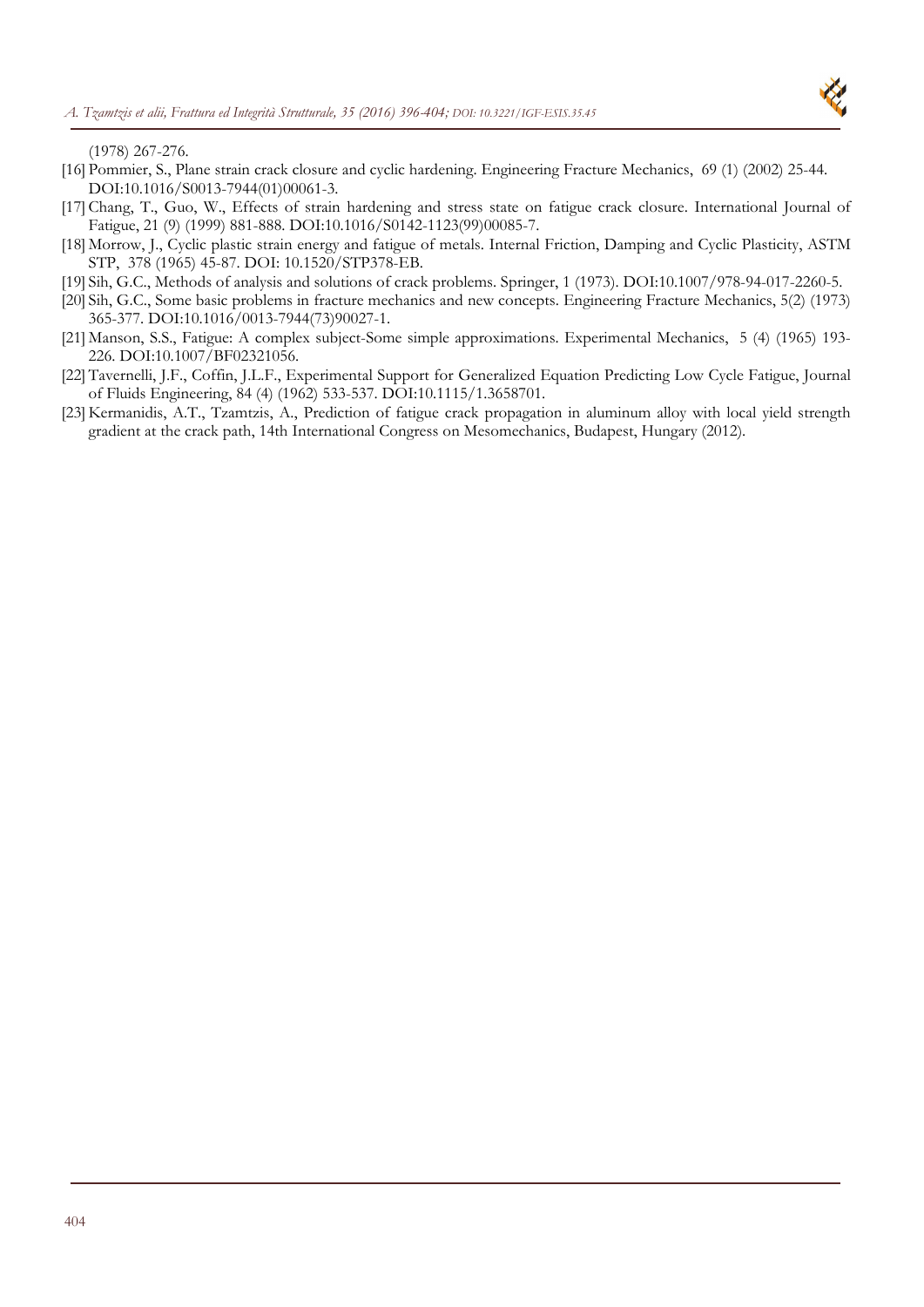(1978) 267-276.

[16] Pommier, S., Plane strain crack closure and cyclic hardening. Engineering Fracture Mechanics, 69 (1) (2002) 25-44. DOI:10.1016/S0013-7944(01)00061-3.

[17] Chang, T., Guo, W., Effects of strain hardening and stress state on fatigue crack closure. International Journal of Fatigue, 21 (9) (1999) 881-888. DOI:10.1016/S0142-1123(99)00085-7.

[18] Morrow, J., Cyclic plastic strain energy and fatigue of metals. Internal Friction, Damping and Cyclic Plasticity, ASTM STP, 378 (1965) 45-87. DOI: 10.1520/STP378-EB.

[19] Sih, G.C., Methods of analysis and solutions of crack problems. Springer, 1 (1973). DOI:10.1007/978-94-017-2260-5.

[20] Sih, G.C., Some basic problems in fracture mechanics and new concepts. Engineering Fracture Mechanics, 5(2) (1973) 365-377. DOI:10.1016/0013-7944(73)90027-1.

[21] Manson, S.S., Fatigue: A complex subject-Some simple approximations. Experimental Mechanics, 5 (4) (1965) 193-226. DOI:10.1007/BF02321056.

[22] Tavernelli, J.F., Coffin, J.L.F., Experimental Support for Generalized Equation Predicting Low Cycle Fatigue, Journal of Fluids Engineering, 84 (4) (1962) 533-537. DOI:10.1115/1.3658701.

[23] Kermanidis, A.T., Tzamtzis, A., Prediction of fatigue crack propagation in aluminum alloy with local yield strength gradient at the crack path, 14th International Congress on Mesomechanics, Budapest, Hungary (2012).